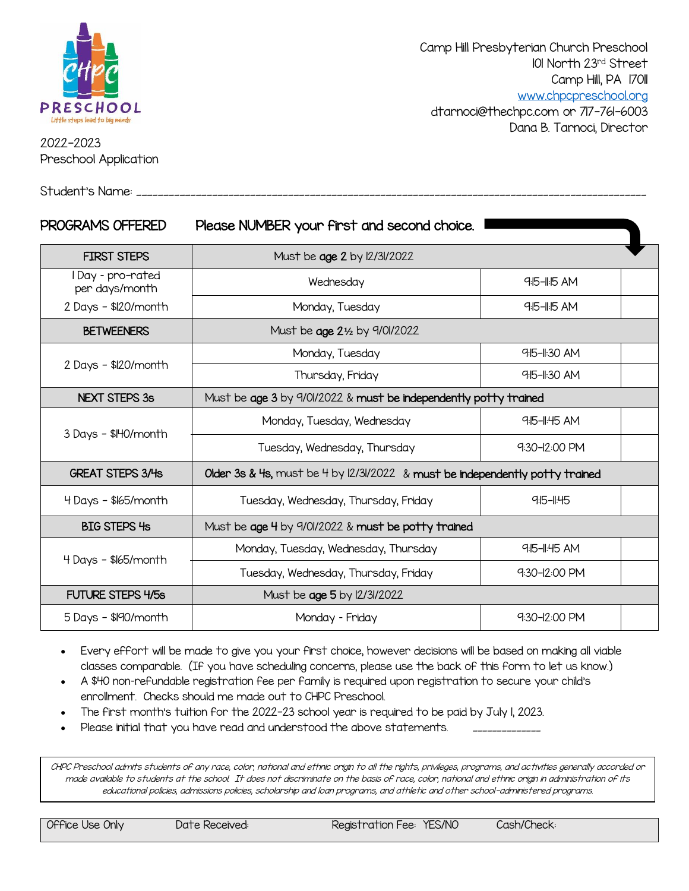Camp Hill Presbyterian Church Preschool
101 North 23rd Street
Camp Hill, PA 17011
www.chpcpreschool.org
dtarnoci@thechpc.com or 717-761-6003
Dana B. Tarnoci, Director

2022-2023
Preschool Application

Student's Name: ____________________________________________________________

**PROGRAMS OFFERED** **Please NUMBER your first and second choice.**

| FIRST STEPS | Must be **age 2** by 12/31/2022 | | |
|---|---|---|---|
| 1 Day - pro-rated per days/month | Wednesday | 9:15-11:15 AM | |
| 2 Days - $120/month | Monday, Tuesday | 9:15-11:15 AM | |
| **BETWEENERS** | Must be **age 2½** by 9/01/2022 | | |
| 2 Days - $120/month | Monday, Tuesday | 9:15-11:30 AM | |
| | Thursday, Friday | 9:15-11:30 AM | |
| **NEXT STEPS 3s** | Must be **age 3** by 9/01/2022 & **must be independently potty trained** | | |
| 3 Days - $140/month | Monday, Tuesday, Wednesday | 9:15-11:45 AM | |
| | Tuesday, Wednesday, Thursday | 9:30-12:00 PM | |
| **GREAT STEPS 3/4s** | **Older 3s & 4s,** must be 4 by 12/31/2022 & **must be independently potty trained** | | |
| 4 Days - $165/month | Tuesday, Wednesday, Thursday, Friday | 9:15-11:45 | |
| **BIG STEPS 4s** | Must be **age 4** by 9/01/2022 & **must be potty trained** | | |
| 4 Days - $165/month | Monday, Tuesday, Wednesday, Thursday | 9:15-11:45 AM | |
| | Tuesday, Wednesday, Thursday, Friday | 9:30-12:00 PM | |
| **FUTURE STEPS 4/5s** | Must be **age 5** by 12/31/2022 | | |
| 5 Days - $190/month | Monday - Friday | 9:30-12:00 PM | |

- Every effort will be made to give you your first choice, however decisions will be based on making all viable classes comparable. (If you have scheduling concerns, please use the back of this form to let us know.)
- A $40 non-refundable registration fee per family is required upon registration to secure your child's enrollment. Checks should me made out to CHPC Preschool.
- The first month's tuition for the 2022-23 school year is required to be paid by July 1, 2023.
- Please initial that you have read and understood the above statements. ______________

*CHPC Preschool admits students of any race, color, national and ethnic origin to all the rights, privileges, programs, and activities generally accorded or made available to students at the school. It does not discriminate on the basis of race, color, national and ethnic origin in administration of its educational policies, admissions policies, scholarship and loan programs, and athletic and other school-administered programs.*

| Office Use Only | Date Received: | Registration Fee: YES/NO | Cash/Check: |
|---|---|---|---|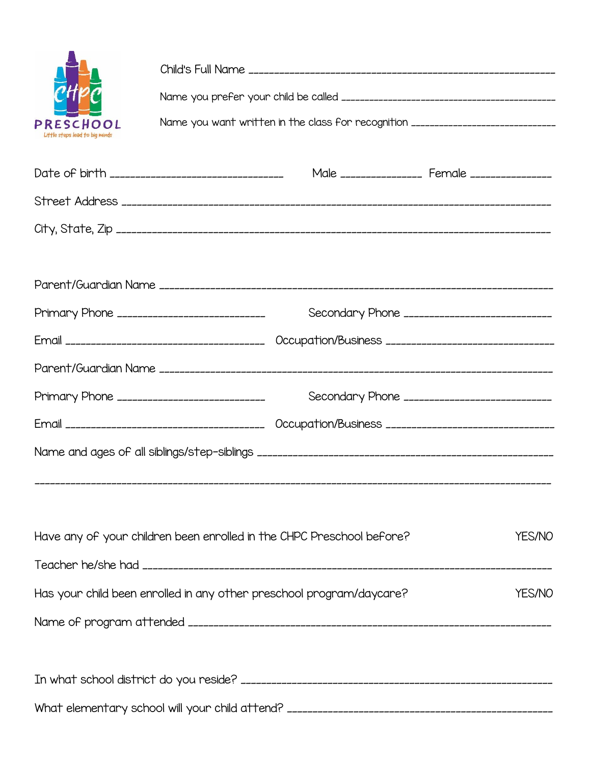CHPC PRESCHOOL
Little steps lead to big minds

Child's Full Name ______________________________________________

Name you prefer your child be called ______________________________________________

Name you want written in the class for recognition ______________________________________________

Date of birth ______________________________ Male ______________ Female ______________

Street Address ______________________________________________

City, State, Zip ______________________________________________

Parent/Guardian Name ______________________________________________

Primary Phone ______________________________ Secondary Phone ______________________________

Email ______________________________ Occupation/Business ______________________________

Parent/Guardian Name ______________________________________________

Primary Phone ______________________________ Secondary Phone ______________________________

Email ______________________________ Occupation/Business ______________________________

Name and ages of all siblings/step-siblings ______________________________________________

______________________________________________________________________________

Have any of your children been enrolled in the CHPC Preschool before? YES/NO

Teacher he/she had ______________________________________________

Has your child been enrolled in any other preschool program/daycare? YES/NO

Name of program attended ______________________________________________

In what school district do you reside? ______________________________________________

What elementary school will your child attend? ______________________________________________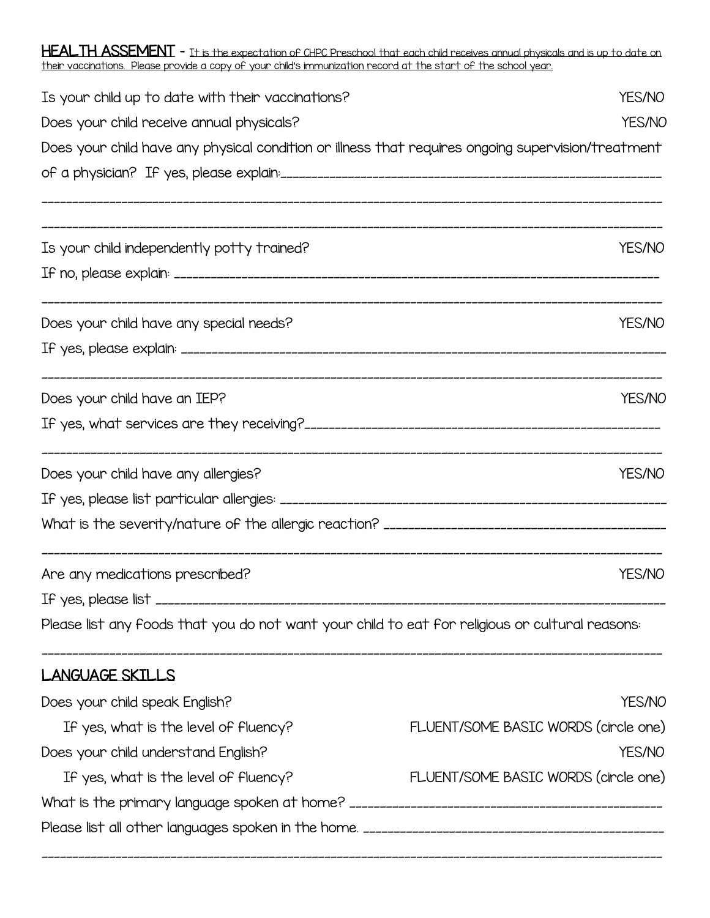**HEALTH ASSEMENT** - It is the expectation of CHPC Preschool that each child receives annual physicals and is up to date on their vaccinations. Please provide a copy of your child's immunization record at the start of the school year.

Is your child up to date with their vaccinations? YES/NO

Does your child receive annual physicals? YES/NO

Does your child have any physical condition or illness that requires ongoing supervision/treatment of a physician? If yes, please explain:_______________________________________________

_______________________________________________________________________________

_______________________________________________________________________________

Is your child independently potty trained? YES/NO

If no, please explain: __________________________________________________________

_______________________________________________________________________________

Does your child have any special needs? YES/NO

If yes, please explain: __________________________________________________________

_______________________________________________________________________________

Does your child have an IEP? YES/NO

If yes, what services are they receiving?__________________________________________

_______________________________________________________________________________

Does your child have any allergies? YES/NO

If yes, please list particular allergies: ____________________________________________

What is the severity/nature of the allergic reaction? _________________________________

_______________________________________________________________________________

Are any medications prescribed? YES/NO

If yes, please list _______________________________________________________________

Please list any foods that you do not want your child to eat for religious or cultural reasons:

_______________________________________________________________________________

**LANGUAGE SKILLS**

Does your child speak English? YES/NO

If yes, what is the level of fluency? FLUENT/SOME BASIC WORDS (circle one)

Does your child understand English? YES/NO

If yes, what is the level of fluency? FLUENT/SOME BASIC WORDS (circle one)

What is the primary language spoken at home? ____________________________________

Please list all other languages spoken in the home. ________________________________

_______________________________________________________________________________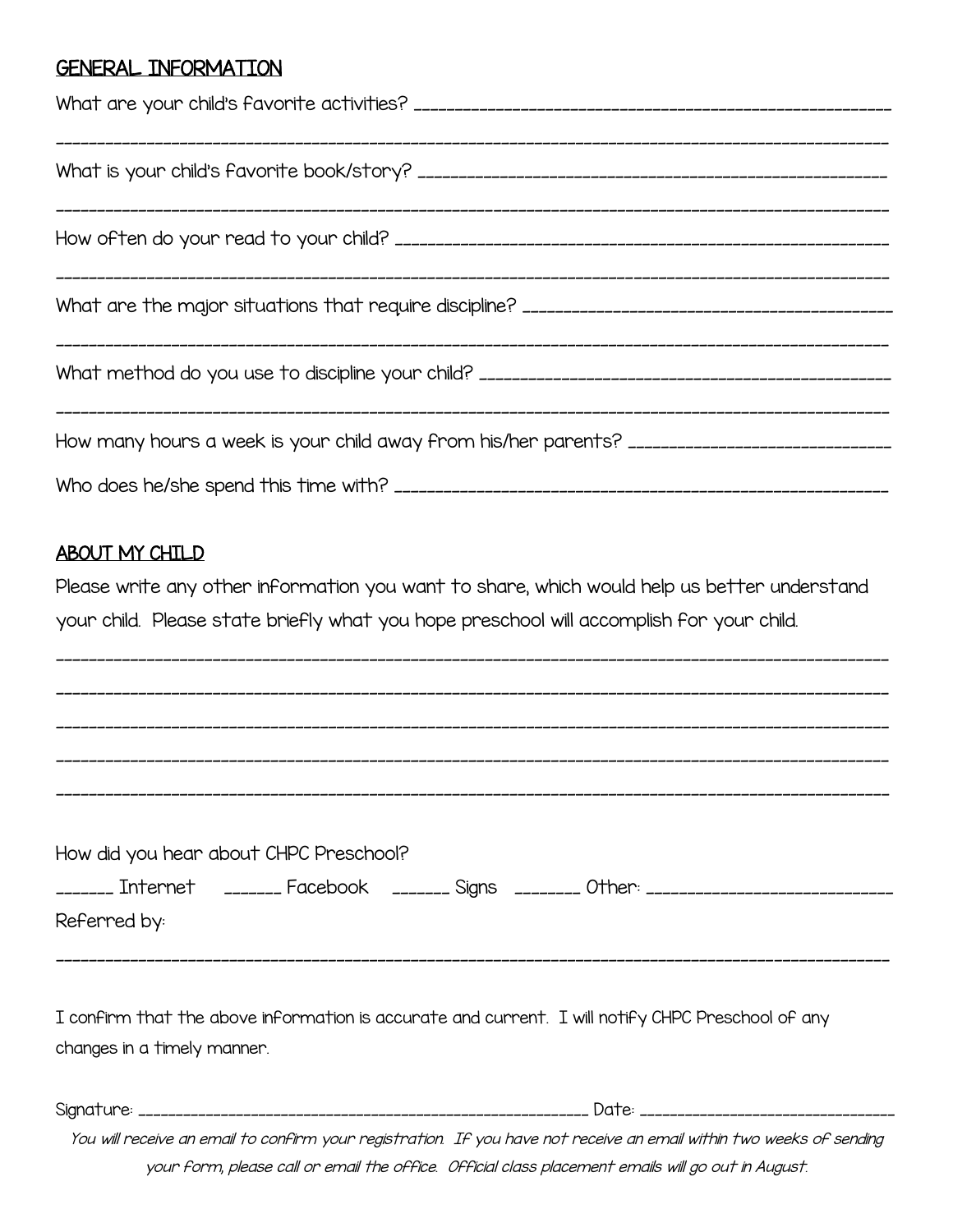## GENERAL INFORMATION

What are your child's favorite activities? ______________________________________________________

_____________________________________________________________________________________________

What is your child's favorite book/story? ______________________________________________________

_____________________________________________________________________________________________

How often do your read to your child? _________________________________________________________

_____________________________________________________________________________________________

What are the major situations that require discipline? ________________________________________

_____________________________________________________________________________________________

What method do you use to discipline your child? ______________________________________________

_____________________________________________________________________________________________

How many hours a week is your child away from his/her parents? ____________________________

Who does he/she spend this time with? _________________________________________________________

## ABOUT MY CHILD

Please write any other information you want to share, which would help us better understand your child. Please state briefly what you hope preschool will accomplish for your child.

_____________________________________________________________________________________________

_____________________________________________________________________________________________

_____________________________________________________________________________________________

_____________________________________________________________________________________________

_____________________________________________________________________________________________

How did you hear about CHPC Preschool?

_______ Internet _______ Facebook _______ Signs ________ Other: _____________________________

Referred by:

_____________________________________________________________________________________________

I confirm that the above information is accurate and current. I will notify CHPC Preschool of any changes in a timely manner.

Signature: ______________________________________________________ Date: ______________________________

*You will receive an email to confirm your registration. If you have not receive an email within two weeks of sending your form, please call or email the office. Official class placement emails will go out in August.*